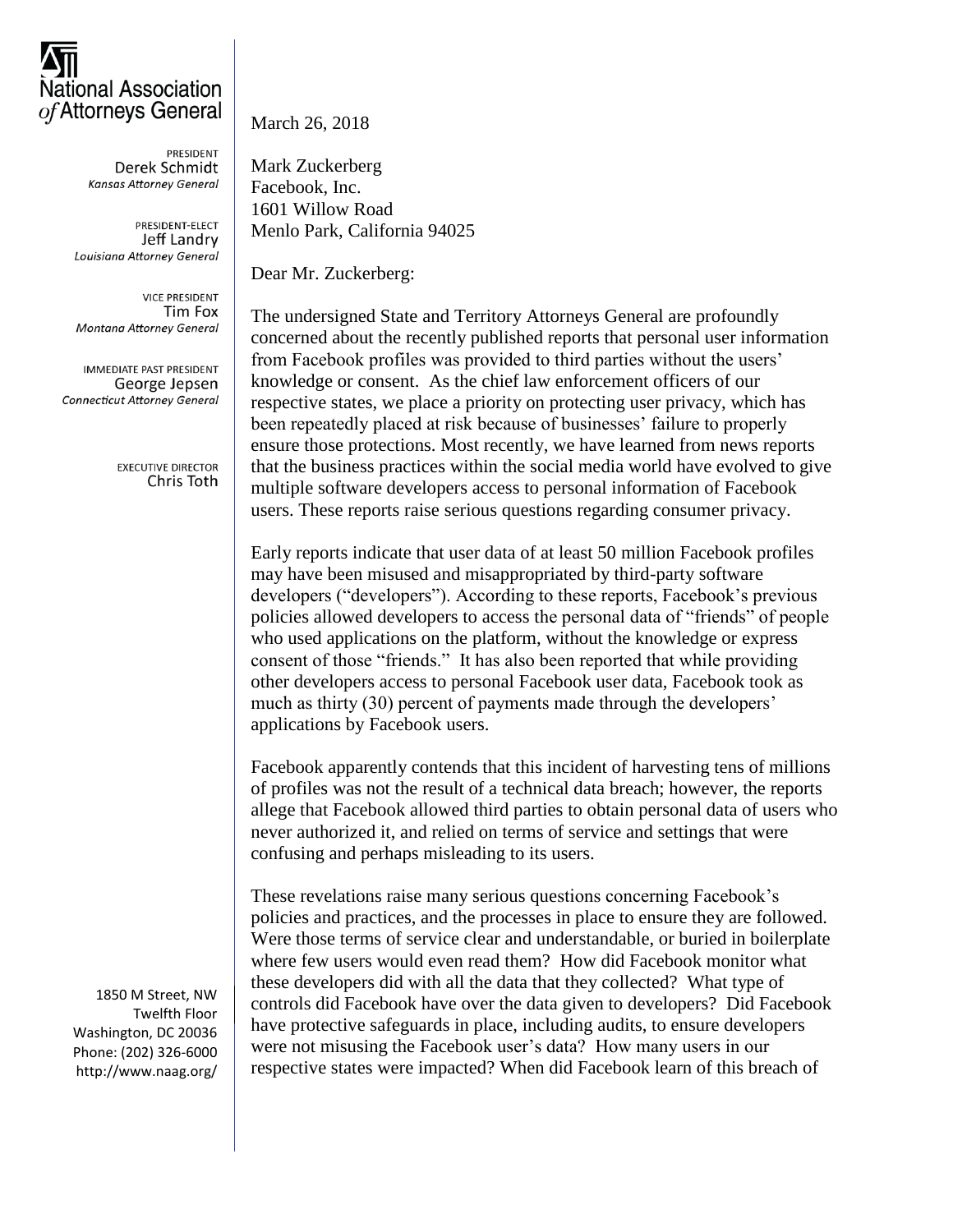**National Association of Attorneys General**

PRESIDENT
Derek Schmidt
*Kansas Attorney General*

PRESIDENT-ELECT
Jeff Landry
*Louisiana Attorney General*

VICE PRESIDENT
Tim Fox
*Montana Attorney General*

IMMEDIATE PAST PRESIDENT
George Jepsen
*Connecticut Attorney General*

EXECUTIVE DIRECTOR
Chris Toth

1850 M Street, NW
Twelfth Floor
Washington, DC 20036
Phone: (202) 326-6000
http://www.naag.org/

March 26, 2018

Mark Zuckerberg
Facebook, Inc.
1601 Willow Road
Menlo Park, California 94025

Dear Mr. Zuckerberg:

The undersigned State and Territory Attorneys General are profoundly concerned about the recently published reports that personal user information from Facebook profiles was provided to third parties without the users' knowledge or consent. As the chief law enforcement officers of our respective states, we place a priority on protecting user privacy, which has been repeatedly placed at risk because of businesses' failure to properly ensure those protections. Most recently, we have learned from news reports that the business practices within the social media world have evolved to give multiple software developers access to personal information of Facebook users. These reports raise serious questions regarding consumer privacy.

Early reports indicate that user data of at least 50 million Facebook profiles may have been misused and misappropriated by third-party software developers ("developers"). According to these reports, Facebook's previous policies allowed developers to access the personal data of "friends" of people who used applications on the platform, without the knowledge or express consent of those "friends." It has also been reported that while providing other developers access to personal Facebook user data, Facebook took as much as thirty (30) percent of payments made through the developers' applications by Facebook users.

Facebook apparently contends that this incident of harvesting tens of millions of profiles was not the result of a technical data breach; however, the reports allege that Facebook allowed third parties to obtain personal data of users who never authorized it, and relied on terms of service and settings that were confusing and perhaps misleading to its users.

These revelations raise many serious questions concerning Facebook's policies and practices, and the processes in place to ensure they are followed. Were those terms of service clear and understandable, or buried in boilerplate where few users would even read them? How did Facebook monitor what these developers did with all the data that they collected? What type of controls did Facebook have over the data given to developers? Did Facebook have protective safeguards in place, including audits, to ensure developers were not misusing the Facebook user's data? How many users in our respective states were impacted? When did Facebook learn of this breach of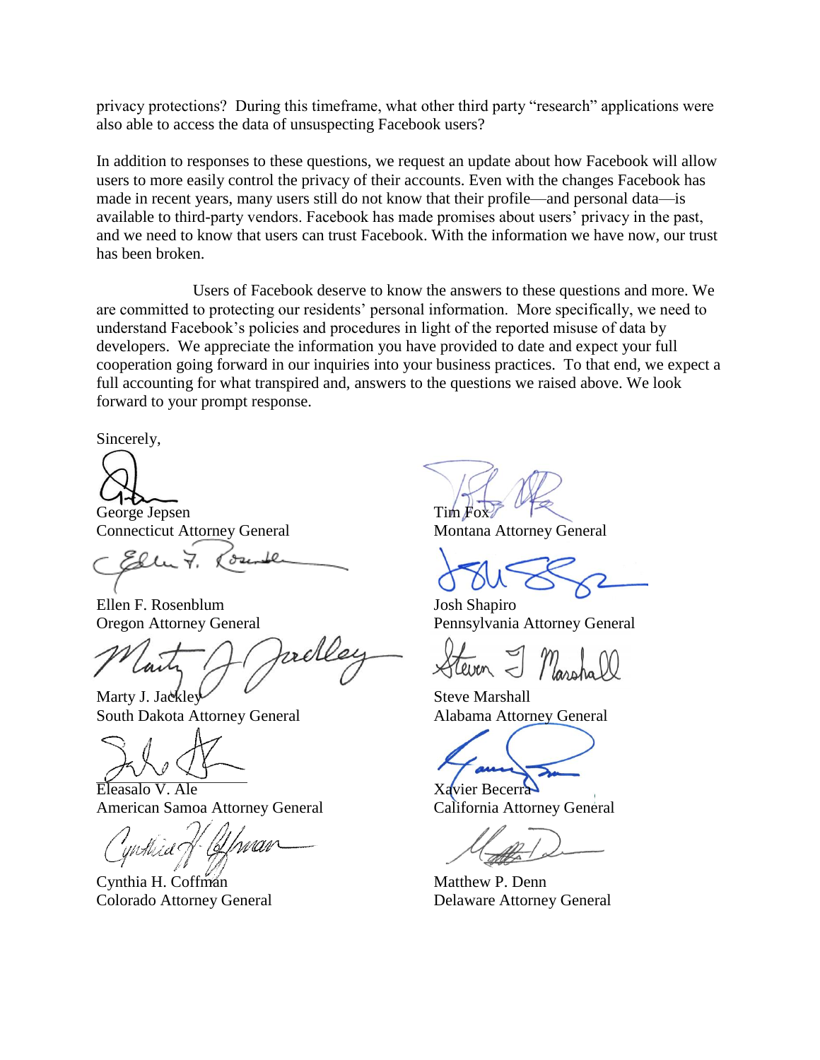privacy protections? During this timeframe, what other third party "research" applications were also able to access the data of unsuspecting Facebook users?

In addition to responses to these questions, we request an update about how Facebook will allow users to more easily control the privacy of their accounts. Even with the changes Facebook has made in recent years, many users still do not know that their profile—and personal data—is available to third-party vendors. Facebook has made promises about users' privacy in the past, and we need to know that users can trust Facebook. With the information we have now, our trust has been broken.

Users of Facebook deserve to know the answers to these questions and more. We are committed to protecting our residents' personal information. More specifically, we need to understand Facebook's policies and procedures in light of the reported misuse of data by developers. We appreciate the information you have provided to date and expect your full cooperation going forward in our inquiries into your business practices. To that end, we expect a full accounting for what transpired and, answers to the questions we raised above. We look forward to your prompt response.

Sincerely,

George Jepsen
Connecticut Attorney General

Tim Fox
Montana Attorney General

Ellen F. Rosenblum
Oregon Attorney General

Josh Shapiro
Pennsylvania Attorney General

Marty J. Jackley
South Dakota Attorney General

Steve Marshall
Alabama Attorney General

Eleasalo V. Ale
American Samoa Attorney General

Xavier Becerra
California Attorney General

Cynthia H. Coffman
Colorado Attorney General

Matthew P. Denn
Delaware Attorney General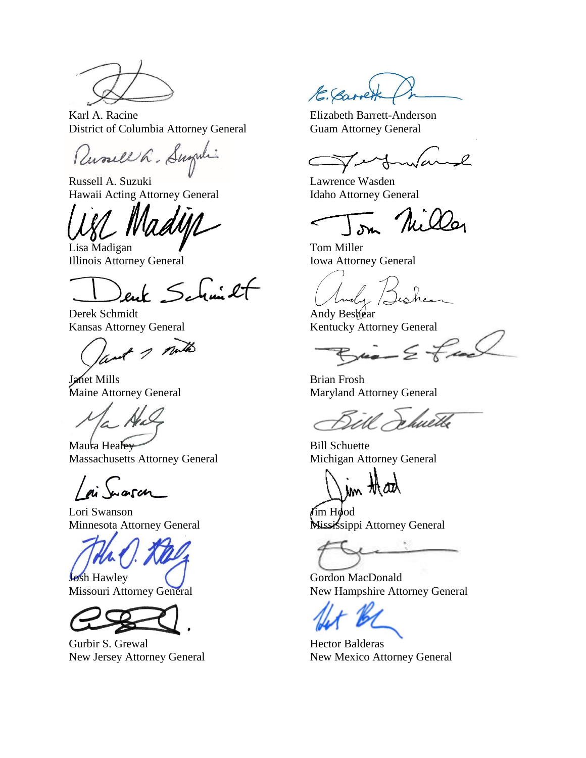Karl A. Racine
District of Columbia Attorney General

Elizabeth Barrett-Anderson
Guam Attorney General

Russell A. Suzuki
Hawaii Acting Attorney General

Lawrence Wasden
Idaho Attorney General

Lisa Madigan
Illinois Attorney General

Tom Miller
Iowa Attorney General

Derek Schmidt
Kansas Attorney General

Andy Beshear
Kentucky Attorney General

Janet Mills
Maine Attorney General

Brian Frosh
Maryland Attorney General

Maura Healey
Massachusetts Attorney General

Bill Schuette
Michigan Attorney General

Lori Swanson
Minnesota Attorney General

Jim Hood
Mississippi Attorney General

Josh Hawley
Missouri Attorney General

Gordon MacDonald
New Hampshire Attorney General

Gurbir S. Grewal
New Jersey Attorney General

Hector Balderas
New Mexico Attorney General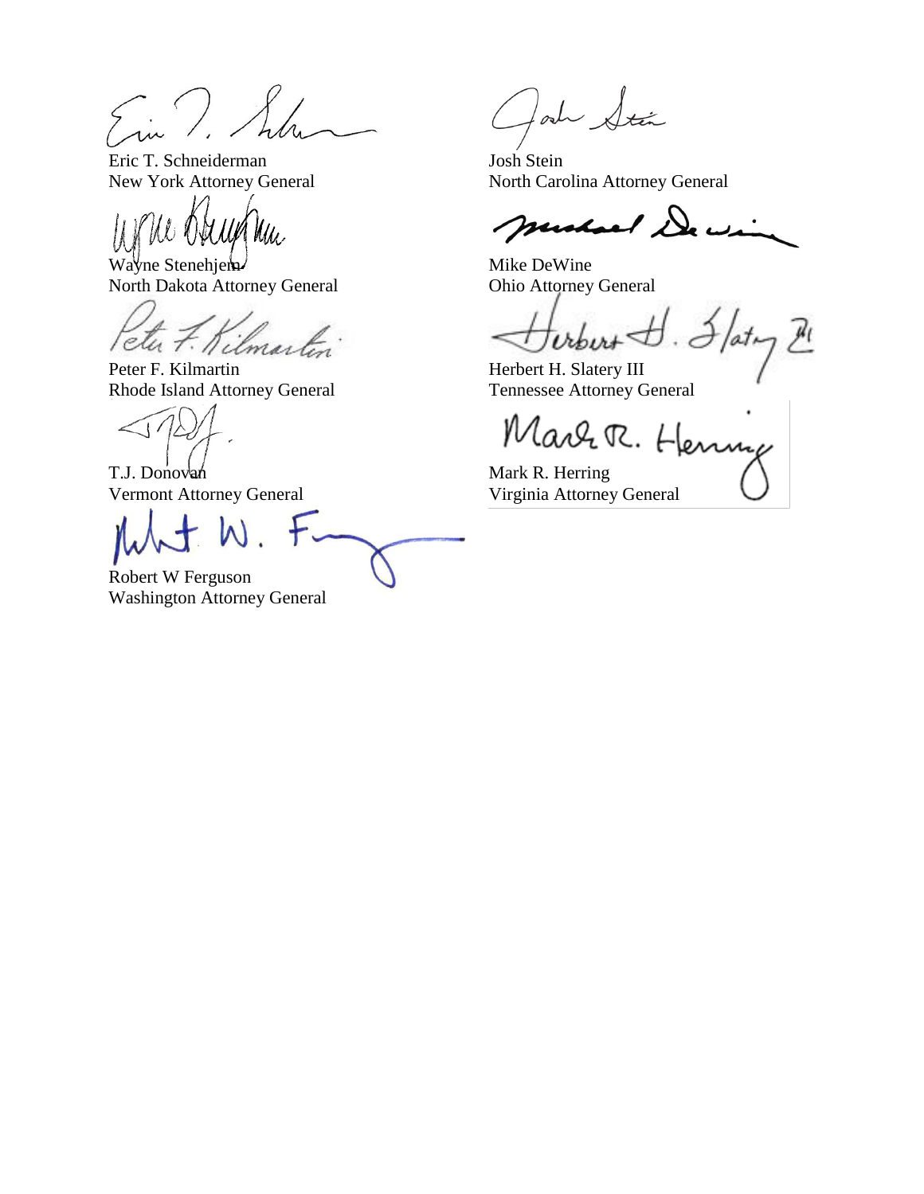Eric T. Schneiderman
New York Attorney General

Josh Stein
North Carolina Attorney General

Wayne Stenehjem
North Dakota Attorney General

Mike DeWine
Ohio Attorney General

Peter F. Kilmartin
Rhode Island Attorney General

Herbert H. Slatery III
Tennessee Attorney General

T.J. Donovan
Vermont Attorney General

Mark R. Herring
Virginia Attorney General

Robert W Ferguson
Washington Attorney General